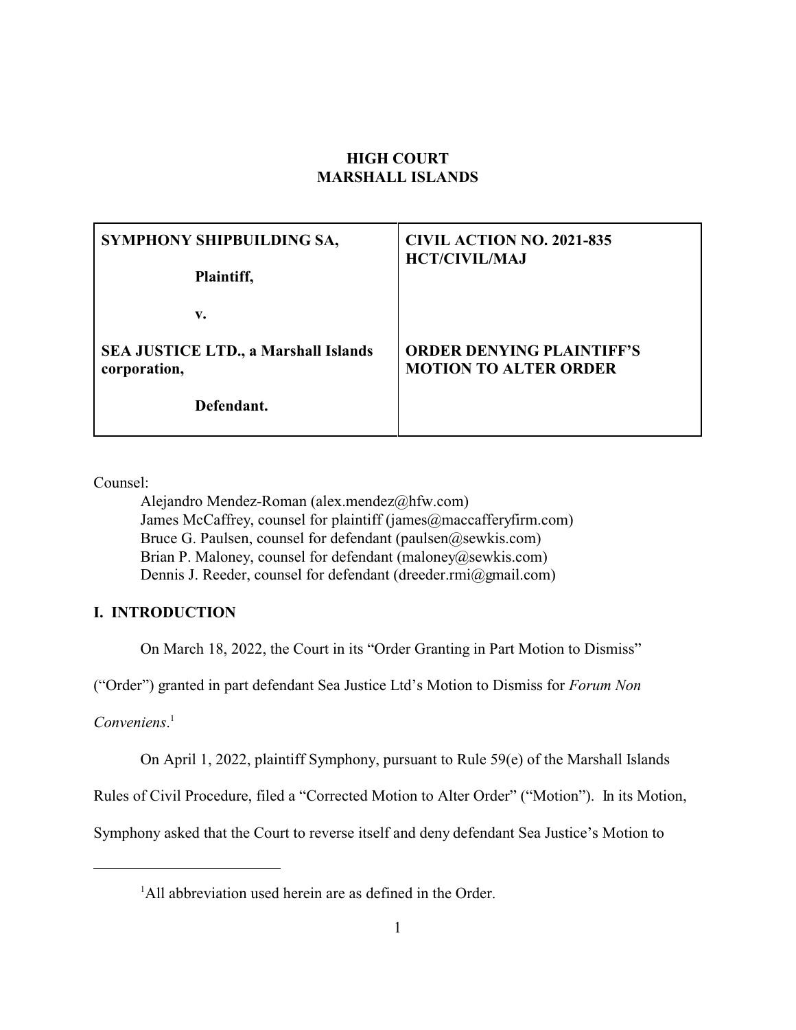**HIGH COURT**
**MARSHALL ISLANDS**

| | |
|---|---|
| **SYMPHONY SHIPBUILDING SA,**<br><br>**Plaintiff,**<br><br>**v.**<br><br>**SEA JUSTICE LTD., a Marshall Islands corporation,**<br><br>**Defendant.** | **CIVIL ACTION NO. 2021-835 HCT/CIVIL/MAJ**<br><br>**ORDER DENYING PLAINTIFF'S MOTION TO ALTER ORDER** |

Counsel:

Alejandro Mendez-Roman (alex.mendez@hfw.com)
James McCaffrey, counsel for plaintiff (james@maccafferyfirm.com)
Bruce G. Paulsen, counsel for defendant (paulsen@sewkis.com)
Brian P. Maloney, counsel for defendant (maloney@sewkis.com)
Dennis J. Reeder, counsel for defendant (dreeder.rmi@gmail.com)

## I. INTRODUCTION

On March 18, 2022, the Court in its "Order Granting in Part Motion to Dismiss" ("Order") granted in part defendant Sea Justice Ltd's Motion to Dismiss for *Forum Non Conveniens*.[1]

On April 1, 2022, plaintiff Symphony, pursuant to Rule 59(e) of the Marshall Islands Rules of Civil Procedure, filed a "Corrected Motion to Alter Order" ("Motion"). In its Motion, Symphony asked that the Court to reverse itself and deny defendant Sea Justice's Motion to

[1]All abbreviation used herein are as defined in the Order.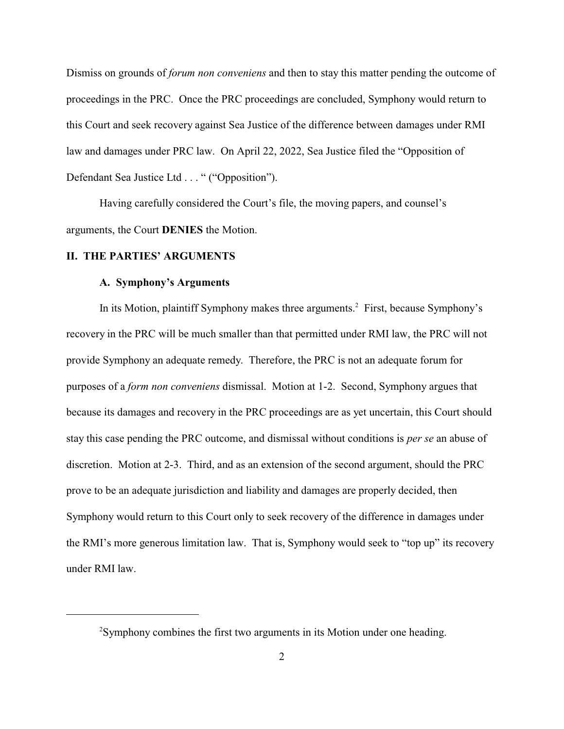Dismiss on grounds of *forum non conveniens* and then to stay this matter pending the outcome of proceedings in the PRC. Once the PRC proceedings are concluded, Symphony would return to this Court and seek recovery against Sea Justice of the difference between damages under RMI law and damages under PRC law. On April 22, 2022, Sea Justice filed the "Opposition of Defendant Sea Justice Ltd . . . " ("Opposition").

Having carefully considered the Court's file, the moving papers, and counsel's arguments, the Court **DENIES** the Motion.

## II. THE PARTIES' ARGUMENTS

### A. Symphony's Arguments

In its Motion, plaintiff Symphony makes three arguments.[2] First, because Symphony's recovery in the PRC will be much smaller than that permitted under RMI law, the PRC will not provide Symphony an adequate remedy. Therefore, the PRC is not an adequate forum for purposes of a *form non conveniens* dismissal. Motion at 1-2. Second, Symphony argues that because its damages and recovery in the PRC proceedings are as yet uncertain, this Court should stay this case pending the PRC outcome, and dismissal without conditions is *per se* an abuse of discretion. Motion at 2-3. Third, and as an extension of the second argument, should the PRC prove to be an adequate jurisdiction and liability and damages are properly decided, then Symphony would return to this Court only to seek recovery of the difference in damages under the RMI's more generous limitation law. That is, Symphony would seek to "top up" its recovery under RMI law.

---

[2]Symphony combines the first two arguments in its Motion under one heading.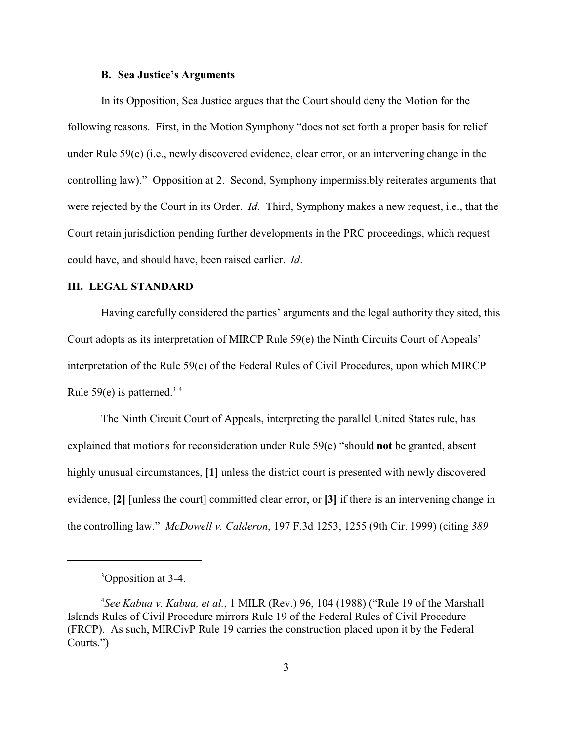### B. Sea Justice's Arguments

In its Opposition, Sea Justice argues that the Court should deny the Motion for the following reasons. First, in the Motion Symphony "does not set forth a proper basis for relief under Rule 59(e) (i.e., newly discovered evidence, clear error, or an intervening change in the controlling law)." Opposition at 2. Second, Symphony impermissibly reiterates arguments that were rejected by the Court in its Order. *Id*. Third, Symphony makes a new request, i.e., that the Court retain jurisdiction pending further developments in the PRC proceedings, which request could have, and should have, been raised earlier. *Id*.

## III. LEGAL STANDARD

Having carefully considered the parties' arguments and the legal authority they sited, this Court adopts as its interpretation of MIRCP Rule 59(e) the Ninth Circuits Court of Appeals' interpretation of the Rule 59(e) of the Federal Rules of Civil Procedures, upon which MIRCP Rule 59(e) is patterned.[3] [4]

The Ninth Circuit Court of Appeals, interpreting the parallel United States rule, has explained that motions for reconsideration under Rule 59(e) "should **not** be granted, absent highly unusual circumstances, **[1]** unless the district court is presented with newly discovered evidence, **[2]** [unless the court] committed clear error, or **[3]** if there is an intervening change in the controlling law." *McDowell v. Calderon*, 197 F.3d 1253, 1255 (9th Cir. 1999) (citing *389*

---

[3] Opposition at 3-4.

[4] *See Kabua v. Kabua, et al.*, 1 MILR (Rev.) 96, 104 (1988) ("Rule 19 of the Marshall Islands Rules of Civil Procedure mirrors Rule 19 of the Federal Rules of Civil Procedure (FRCP). As such, MIRCivP Rule 19 carries the construction placed upon it by the Federal Courts.")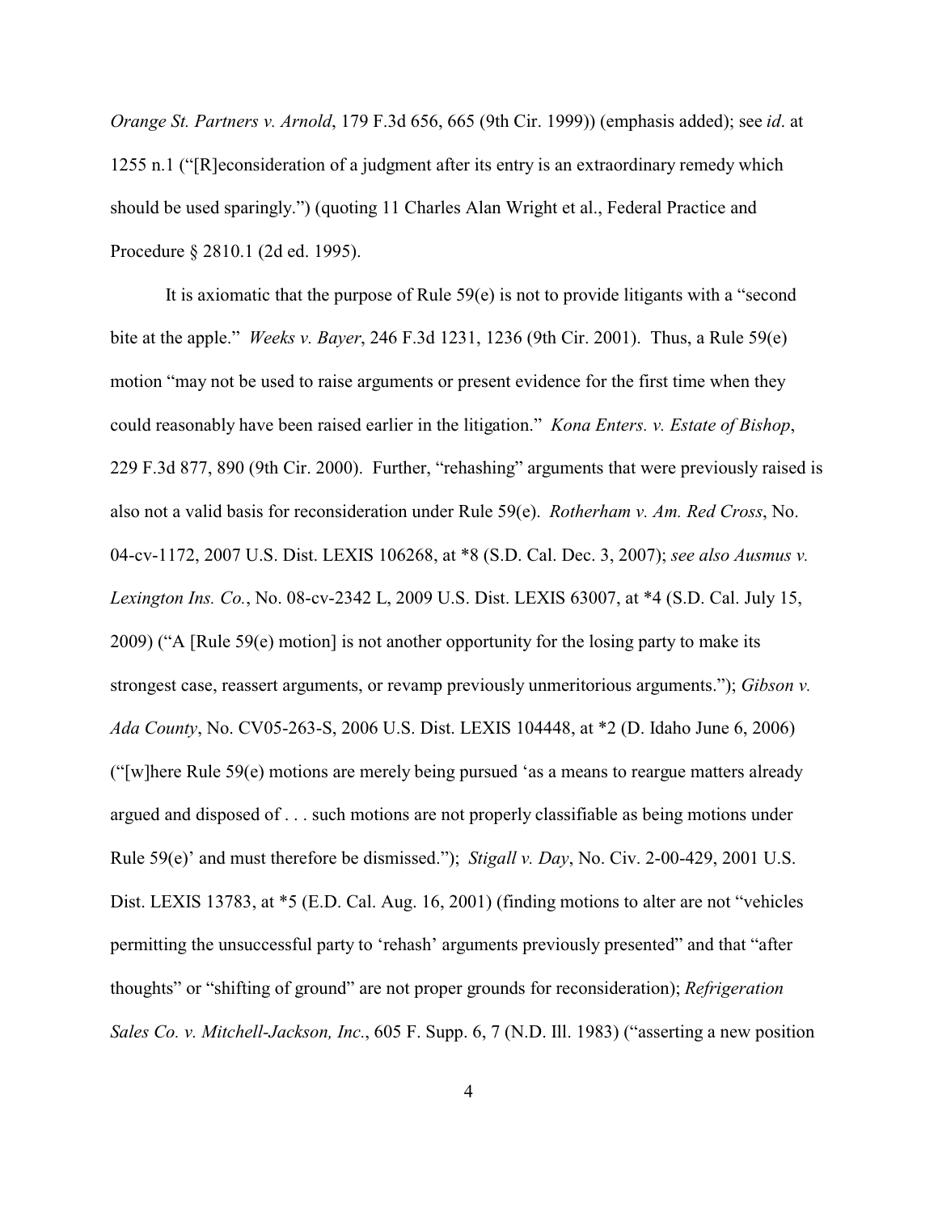*Orange St. Partners v. Arnold*, 179 F.3d 656, 665 (9th Cir. 1999)) (emphasis added); see *id*. at 1255 n.1 ("[R]econsideration of a judgment after its entry is an extraordinary remedy which should be used sparingly.") (quoting 11 Charles Alan Wright et al., Federal Practice and Procedure § 2810.1 (2d ed. 1995).

It is axiomatic that the purpose of Rule 59(e) is not to provide litigants with a "second bite at the apple." *Weeks v. Bayer*, 246 F.3d 1231, 1236 (9th Cir. 2001). Thus, a Rule 59(e) motion "may not be used to raise arguments or present evidence for the first time when they could reasonably have been raised earlier in the litigation." *Kona Enters. v. Estate of Bishop*, 229 F.3d 877, 890 (9th Cir. 2000). Further, "rehashing" arguments that were previously raised is also not a valid basis for reconsideration under Rule 59(e). *Rotherham v. Am. Red Cross*, No. 04-cv-1172, 2007 U.S. Dist. LEXIS 106268, at *8 (S.D. Cal. Dec. 3, 2007); *see also Ausmus v. Lexington Ins. Co.*, No. 08-cv-2342 L, 2009 U.S. Dist. LEXIS 63007, at *4 (S.D. Cal. July 15, 2009) ("A [Rule 59(e) motion] is not another opportunity for the losing party to make its strongest case, reassert arguments, or revamp previously unmeritorious arguments."); *Gibson v. Ada County*, No. CV05-263-S, 2006 U.S. Dist. LEXIS 104448, at *2 (D. Idaho June 6, 2006) ("[w]here Rule 59(e) motions are merely being pursued 'as a means to reargue matters already argued and disposed of . . . such motions are not properly classifiable as being motions under Rule 59(e)' and must therefore be dismissed."); *Stigall v. Day*, No. Civ. 2-00-429, 2001 U.S. Dist. LEXIS 13783, at *5 (E.D. Cal. Aug. 16, 2001) (finding motions to alter are not "vehicles permitting the unsuccessful party to 'rehash' arguments previously presented" and that "after thoughts" or "shifting of ground" are not proper grounds for reconsideration); *Refrigeration Sales Co. v. Mitchell-Jackson, Inc.*, 605 F. Supp. 6, 7 (N.D. Ill. 1983) ("asserting a new position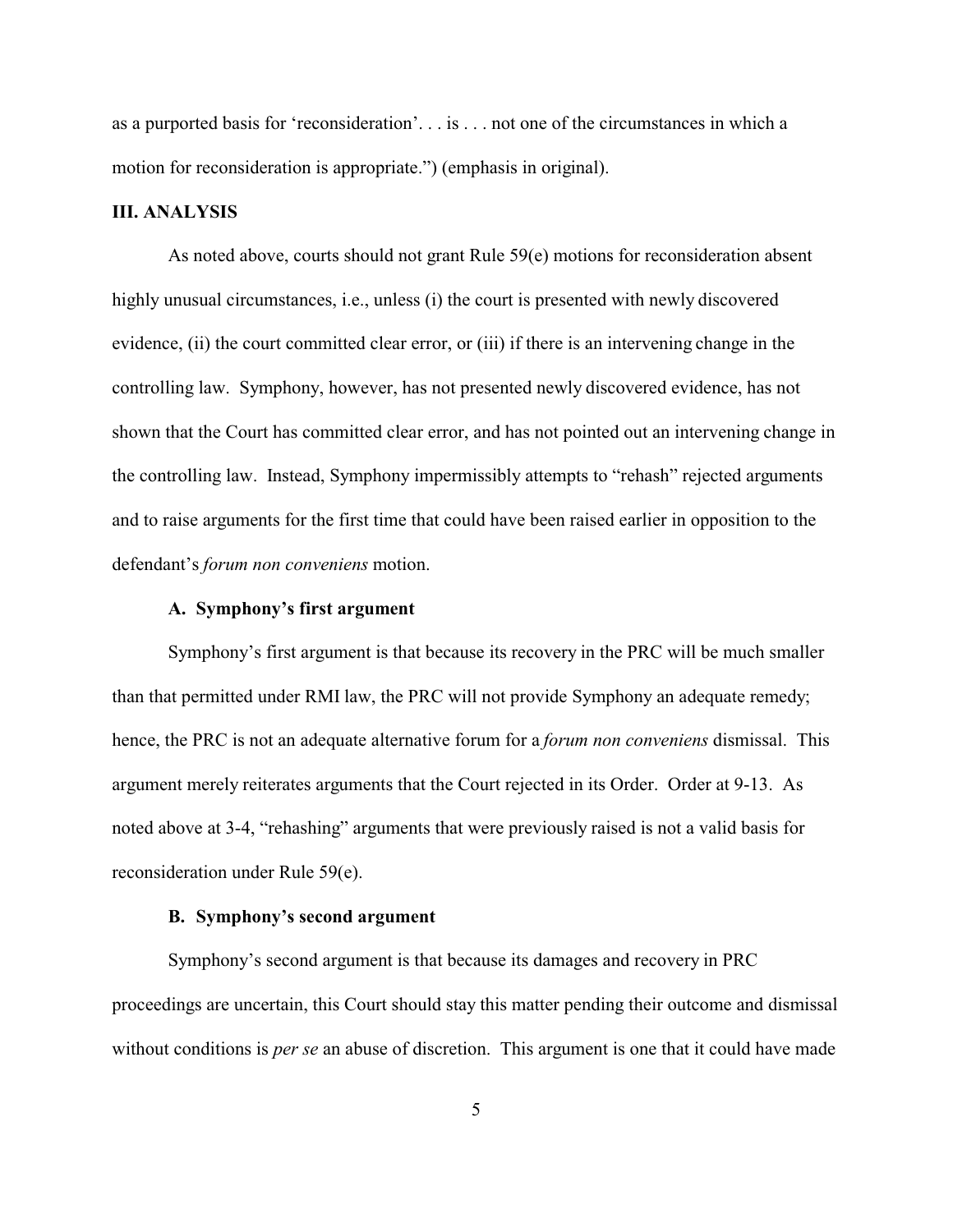as a purported basis for 'reconsideration'. . . is . . . not one of the circumstances in which a motion for reconsideration is appropriate.") (emphasis in original).

## III. ANALYSIS

As noted above, courts should not grant Rule 59(e) motions for reconsideration absent highly unusual circumstances, i.e., unless (i) the court is presented with newly discovered evidence, (ii) the court committed clear error, or (iii) if there is an intervening change in the controlling law. Symphony, however, has not presented newly discovered evidence, has not shown that the Court has committed clear error, and has not pointed out an intervening change in the controlling law. Instead, Symphony impermissibly attempts to "rehash" rejected arguments and to raise arguments for the first time that could have been raised earlier in opposition to the defendant's *forum non conveniens* motion.

### A. Symphony's first argument

Symphony's first argument is that because its recovery in the PRC will be much smaller than that permitted under RMI law, the PRC will not provide Symphony an adequate remedy; hence, the PRC is not an adequate alternative forum for a *forum non conveniens* dismissal. This argument merely reiterates arguments that the Court rejected in its Order. Order at 9-13. As noted above at 3-4, "rehashing" arguments that were previously raised is not a valid basis for reconsideration under Rule 59(e).

### B. Symphony's second argument

Symphony's second argument is that because its damages and recovery in PRC proceedings are uncertain, this Court should stay this matter pending their outcome and dismissal without conditions is *per se* an abuse of discretion. This argument is one that it could have made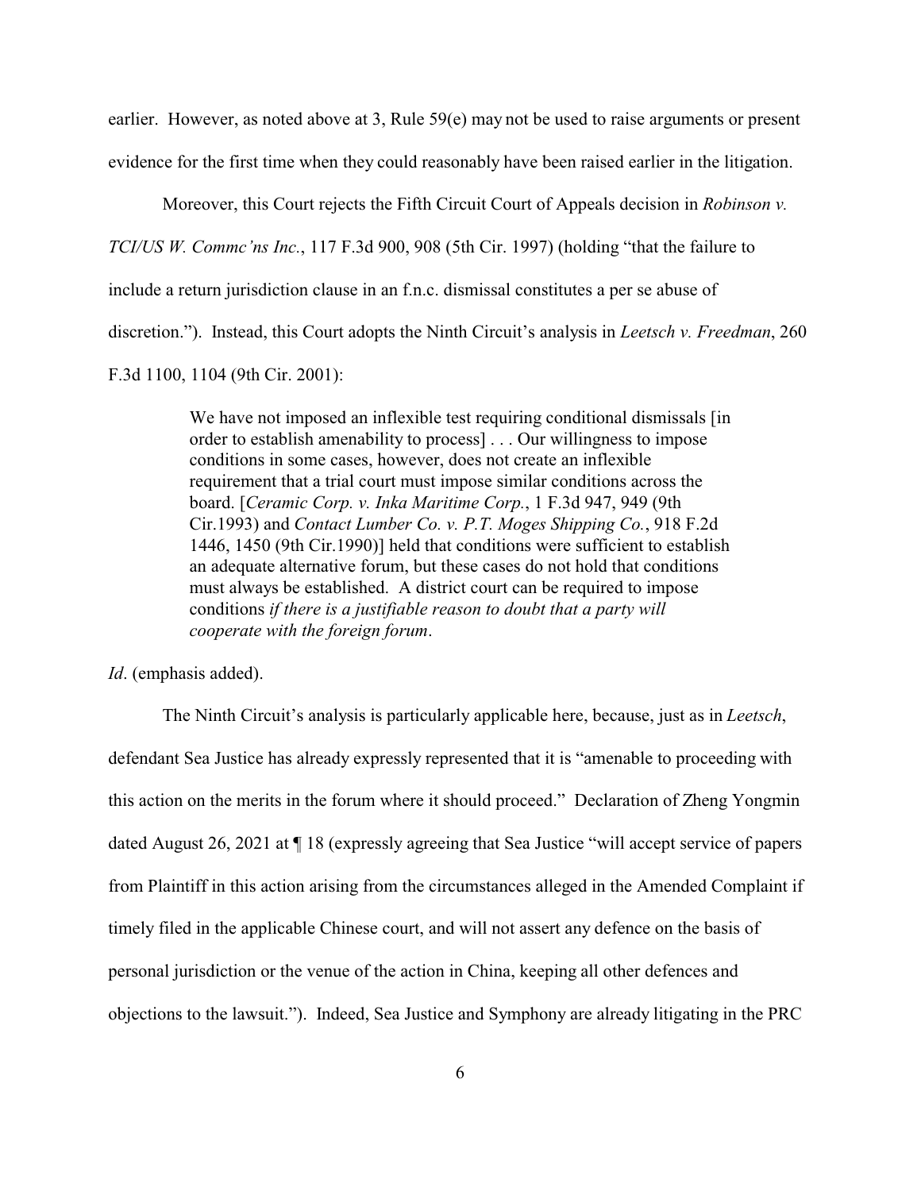earlier. However, as noted above at 3, Rule 59(e) may not be used to raise arguments or present evidence for the first time when they could reasonably have been raised earlier in the litigation.

Moreover, this Court rejects the Fifth Circuit Court of Appeals decision in *Robinson v. TCI/US W. Commc'ns Inc.*, 117 F.3d 900, 908 (5th Cir. 1997) (holding "that the failure to include a return jurisdiction clause in an f.n.c. dismissal constitutes a per se abuse of discretion."). Instead, this Court adopts the Ninth Circuit's analysis in *Leetsch v. Freedman*, 260 F.3d 1100, 1104 (9th Cir. 2001):

> We have not imposed an inflexible test requiring conditional dismissals [in order to establish amenability to process] . . . Our willingness to impose conditions in some cases, however, does not create an inflexible requirement that a trial court must impose similar conditions across the board. [*Ceramic Corp. v. Inka Maritime Corp.*, 1 F.3d 947, 949 (9th Cir.1993) and *Contact Lumber Co. v. P.T. Moges Shipping Co.*, 918 F.2d 1446, 1450 (9th Cir.1990)] held that conditions were sufficient to establish an adequate alternative forum, but these cases do not hold that conditions must always be established. A district court can be required to impose conditions *if there is a justifiable reason to doubt that a party will cooperate with the foreign forum*.

*Id*. (emphasis added).

The Ninth Circuit's analysis is particularly applicable here, because, just as in *Leetsch*, defendant Sea Justice has already expressly represented that it is "amenable to proceeding with this action on the merits in the forum where it should proceed." Declaration of Zheng Yongmin dated August 26, 2021 at ¶ 18 (expressly agreeing that Sea Justice "will accept service of papers from Plaintiff in this action arising from the circumstances alleged in the Amended Complaint if timely filed in the applicable Chinese court, and will not assert any defence on the basis of personal jurisdiction or the venue of the action in China, keeping all other defences and objections to the lawsuit."). Indeed, Sea Justice and Symphony are already litigating in the PRC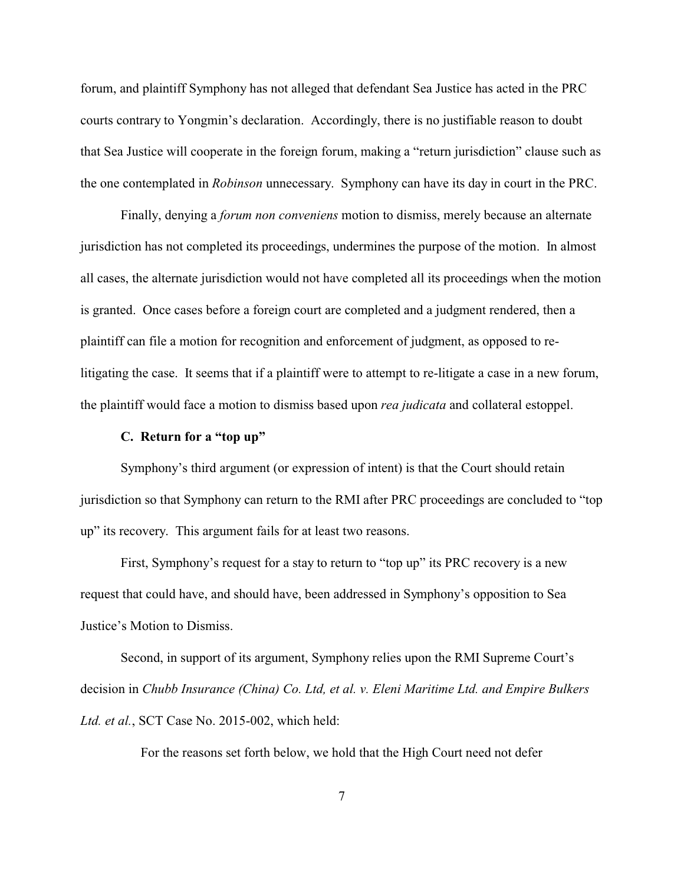forum, and plaintiff Symphony has not alleged that defendant Sea Justice has acted in the PRC courts contrary to Yongmin's declaration. Accordingly, there is no justifiable reason to doubt that Sea Justice will cooperate in the foreign forum, making a "return jurisdiction" clause such as the one contemplated in *Robinson* unnecessary. Symphony can have its day in court in the PRC.

Finally, denying a *forum non conveniens* motion to dismiss, merely because an alternate jurisdiction has not completed its proceedings, undermines the purpose of the motion. In almost all cases, the alternate jurisdiction would not have completed all its proceedings when the motion is granted. Once cases before a foreign court are completed and a judgment rendered, then a plaintiff can file a motion for recognition and enforcement of judgment, as opposed to re-litigating the case. It seems that if a plaintiff were to attempt to re-litigate a case in a new forum, the plaintiff would face a motion to dismiss based upon *rea judicata* and collateral estoppel.

### C. Return for a "top up"

Symphony's third argument (or expression of intent) is that the Court should retain jurisdiction so that Symphony can return to the RMI after PRC proceedings are concluded to "top up" its recovery. This argument fails for at least two reasons.

First, Symphony's request for a stay to return to "top up" its PRC recovery is a new request that could have, and should have, been addressed in Symphony's opposition to Sea Justice's Motion to Dismiss.

Second, in support of its argument, Symphony relies upon the RMI Supreme Court's decision in *Chubb Insurance (China) Co. Ltd, et al. v. Eleni Maritime Ltd. and Empire Bulkers Ltd. et al.*, SCT Case No. 2015-002, which held:

> For the reasons set forth below, we hold that the High Court need not defer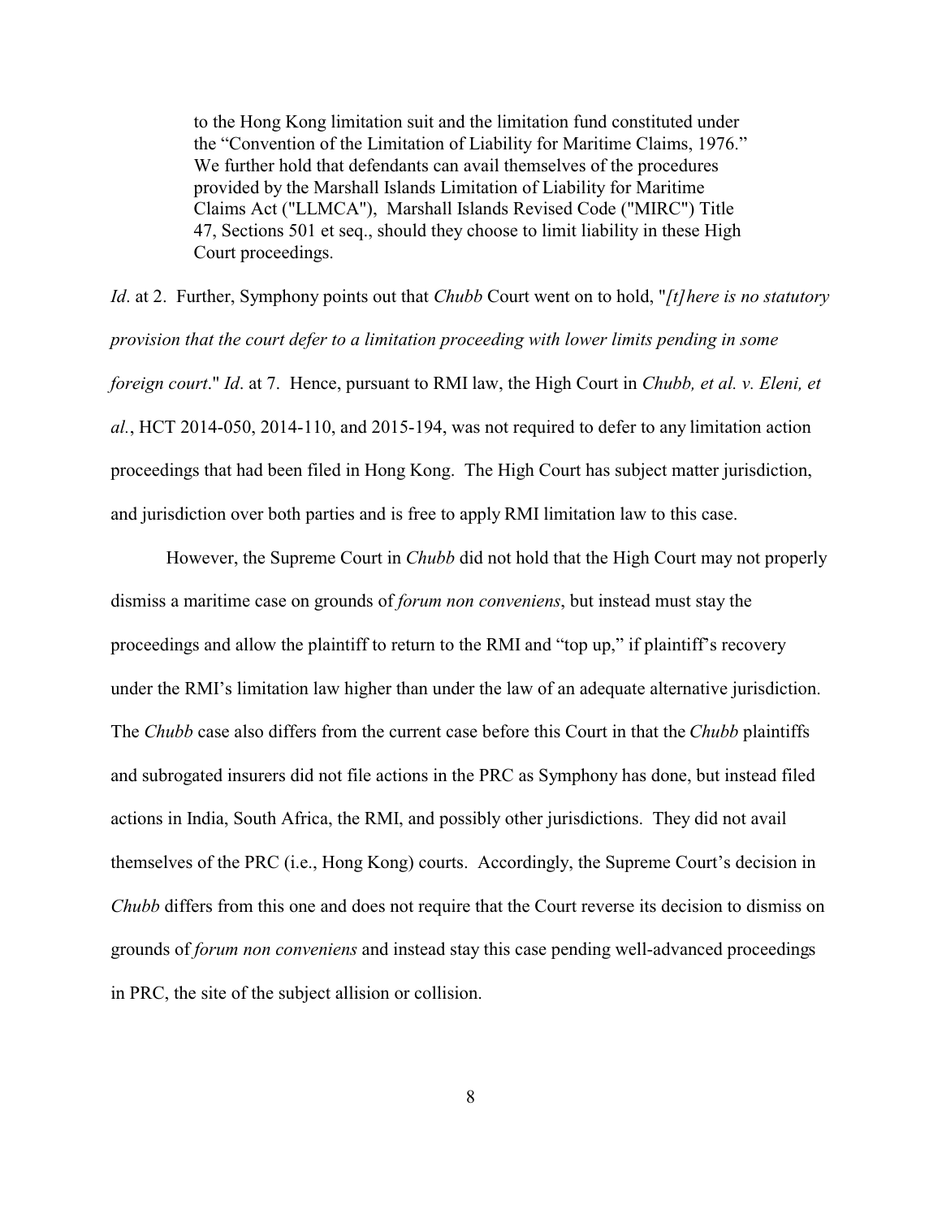> to the Hong Kong limitation suit and the limitation fund constituted under the "Convention of the Limitation of Liability for Maritime Claims, 1976." We further hold that defendants can avail themselves of the procedures provided by the Marshall Islands Limitation of Liability for Maritime Claims Act ("LLMCA"), Marshall Islands Revised Code ("MIRC") Title 47, Sections 501 et seq., should they choose to limit liability in these High Court proceedings.

*Id*. at 2. Further, Symphony points out that *Chubb* Court went on to hold, "*[t]here is no statutory provision that the court defer to a limitation proceeding with lower limits pending in some foreign court*." *Id*. at 7. Hence, pursuant to RMI law, the High Court in *Chubb, et al. v. Eleni, et al.*, HCT 2014-050, 2014-110, and 2015-194, was not required to defer to any limitation action proceedings that had been filed in Hong Kong. The High Court has subject matter jurisdiction, and jurisdiction over both parties and is free to apply RMI limitation law to this case.

However, the Supreme Court in *Chubb* did not hold that the High Court may not properly dismiss a maritime case on grounds of *forum non conveniens*, but instead must stay the proceedings and allow the plaintiff to return to the RMI and "top up," if plaintiff's recovery under the RMI's limitation law higher than under the law of an adequate alternative jurisdiction. The *Chubb* case also differs from the current case before this Court in that the *Chubb* plaintiffs and subrogated insurers did not file actions in the PRC as Symphony has done, but instead filed actions in India, South Africa, the RMI, and possibly other jurisdictions. They did not avail themselves of the PRC (i.e., Hong Kong) courts. Accordingly, the Supreme Court's decision in *Chubb* differs from this one and does not require that the Court reverse its decision to dismiss on grounds of *forum non conveniens* and instead stay this case pending well-advanced proceedings in PRC, the site of the subject allision or collision.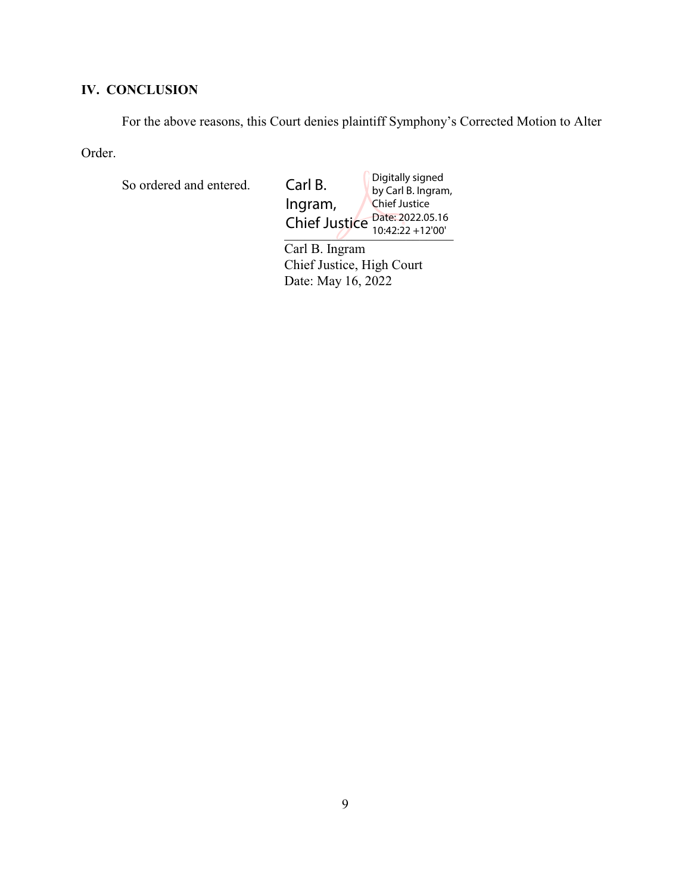## IV. CONCLUSION

For the above reasons, this Court denies plaintiff Symphony's Corrected Motion to Alter Order.

So ordered and entered.

Carl B. Ingram, Chief Justice

Digitally signed by Carl B. Ingram, Chief Justice
Date: 2022.05.16 10:42:22 +12'00'

Carl B. Ingram
Chief Justice, High Court
Date: May 16, 2022